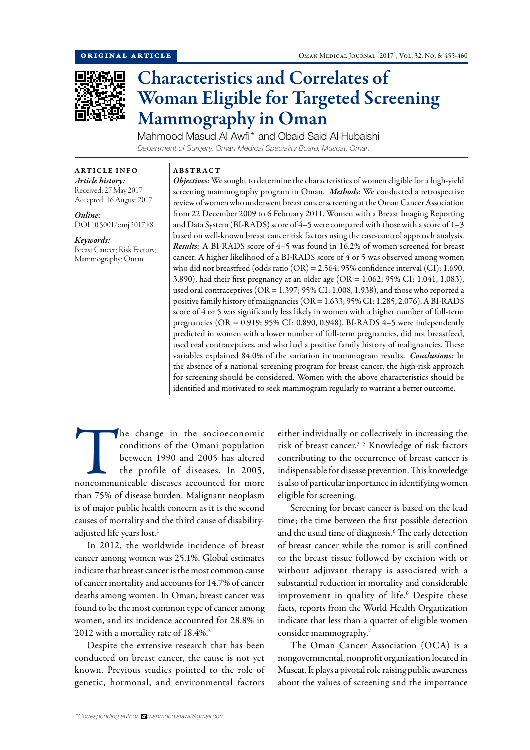ORIGINAL ARTICLE

# Characteristics and Correlates of Woman Eligible for Targeted Screening Mammography in Oman

Mahmood Masud Al Awfi* and Obaid Said Al-Hubaishi

*Department of Surgery, Oman Medical Speciality Board, Muscat, Oman*

**ARTICLE INFO**

*Article history:*
Received: 27 May 2017
Accepted: 16 August 2017

*Online:*
DOI 10.5001/omj.2017.88

*Keywords:*
Breast Cancer; Risk Factors; Mammography; Oman.

**ABSTRACT**

***Objectives:*** We sought to determine the characteristics of women eligible for a high-yield screening mammography program in Oman. ***Methods***: We conducted a retrospective review of women who underwent breast cancer screening at the Oman Cancer Association from 22 December 2009 to 6 February 2011. Women with a Breast Imaging Reporting and Data System (BI-RADS) score of 4–5 were compared with those with a score of 1–3 based on well-known breast cancer risk factors using the case-control approach analysis. ***Results:*** A BI-RADS score of 4–5 was found in 16.2% of women screened for breast cancer. A higher likelihood of a BI-RADS score of 4 or 5 was observed among women who did not breastfeed (odds ratio (OR) = 2.564; 95% confidence interval (CI): 1.690, 3.890), had their first pregnancy at an older age (OR = 1.062; 95% CI: 1.041, 1.083), used oral contraceptives (OR = 1.397; 95% CI: 1.008, 1.938), and those who reported a positive family history of malignancies (OR = 1.633; 95% CI: 1.285, 2.076). A BI-RADS score of 4 or 5 was significantly less likely in women with a higher number of full-term pregnancies (OR = 0.919; 95% CI: 0.890, 0.948). BI-RADS 4–5 were independently predicted in women with a lower number of full-term pregnancies, did not breastfeed, used oral contraceptives, and who had a positive family history of malignancies. These variables explained 84.0% of the variation in mammogram results. ***Conclusions:*** In the absence of a national screening program for breast cancer, the high-risk approach for screening should be considered. Women with the above characteristics should be identified and motivated to seek mammogram regularly to warrant a better outcome.

The change in the socioeconomic conditions of the Omani population between 1990 and 2005 has altered the profile of diseases. In 2005, noncommunicable diseases accounted for more than 75% of disease burden. Malignant neoplasm is of major public health concern as it is the second causes of mortality and the third cause of disability-adjusted life years lost.[1]

In 2012, the worldwide incidence of breast cancer among women was 25.1%. Global estimates indicate that breast cancer is the most common cause of cancer mortality and accounts for 14.7% of cancer deaths among women. In Oman, breast cancer was found to be the most common type of cancer among women, and its incidence accounted for 28.8% in 2012 with a mortality rate of 18.4%.[2]

Despite the extensive research that has been conducted on breast cancer, the cause is not yet known. Previous studies pointed to the role of genetic, hormonal, and environmental factors either individually or collectively in increasing the risk of breast cancer.[3–5] Knowledge of risk factors contributing to the occurrence of breast cancer is indispensable for disease prevention. This knowledge is also of particular importance in identifying women eligible for screening.

Screening for breast cancer is based on the lead time; the time between the first possible detection and the usual time of diagnosis.[6] The early detection of breast cancer while the tumor is still confined to the breast tissue followed by excision with or without adjuvant therapy is associated with a substantial reduction in mortality and considerable improvement in quality of life.[6] Despite these facts, reports from the World Health Organization indicate that less than a quarter of eligible women consider mammography.[7]

The Oman Cancer Association (OCA) is a nongovernmental, nonprofit organization located in Muscat. It plays a pivotal role raising public awareness about the values of screening and the importance

*Corresponding author: mahmood.alawfi@gmail.com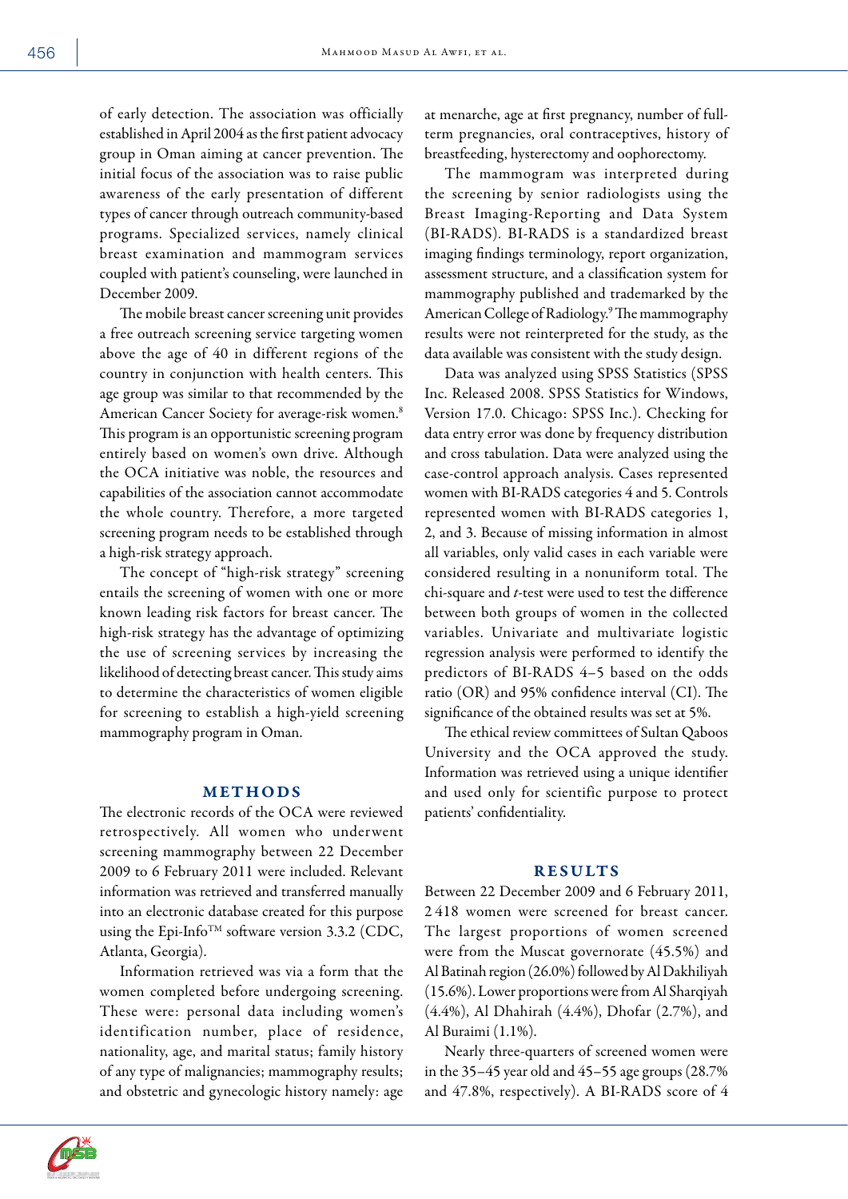of early detection. The association was officially established in April 2004 as the first patient advocacy group in Oman aiming at cancer prevention. The initial focus of the association was to raise public awareness of the early presentation of different types of cancer through outreach community-based programs. Specialized services, namely clinical breast examination and mammogram services coupled with patient's counseling, were launched in December 2009.

The mobile breast cancer screening unit provides a free outreach screening service targeting women above the age of 40 in different regions of the country in conjunction with health centers. This age group was similar to that recommended by the American Cancer Society for average-risk women.[8] This program is an opportunistic screening program entirely based on women's own drive. Although the OCA initiative was noble, the resources and capabilities of the association cannot accommodate the whole country. Therefore, a more targeted screening program needs to be established through a high-risk strategy approach.

The concept of "high-risk strategy" screening entails the screening of women with one or more known leading risk factors for breast cancer. The high-risk strategy has the advantage of optimizing the use of screening services by increasing the likelihood of detecting breast cancer. This study aims to determine the characteristics of women eligible for screening to establish a high-yield screening mammography program in Oman.

## METHODS

The electronic records of the OCA were reviewed retrospectively. All women who underwent screening mammography between 22 December 2009 to 6 February 2011 were included. Relevant information was retrieved and transferred manually into an electronic database created for this purpose using the Epi-Info™ software version 3.3.2 (CDC, Atlanta, Georgia).

Information retrieved was via a form that the women completed before undergoing screening. These were: personal data including women's identification number, place of residence, nationality, age, and marital status; family history of any type of malignancies; mammography results; and obstetric and gynecologic history namely: age at menarche, age at first pregnancy, number of full-term pregnancies, oral contraceptives, history of breastfeeding, hysterectomy and oophorectomy.

The mammogram was interpreted during the screening by senior radiologists using the Breast Imaging-Reporting and Data System (BI-RADS). BI-RADS is a standardized breast imaging findings terminology, report organization, assessment structure, and a classification system for mammography published and trademarked by the American College of Radiology.[9] The mammography results were not reinterpreted for the study, as the data available was consistent with the study design.

Data was analyzed using SPSS Statistics (SPSS Inc. Released 2008. SPSS Statistics for Windows, Version 17.0. Chicago: SPSS Inc.). Checking for data entry error was done by frequency distribution and cross tabulation. Data were analyzed using the case-control approach analysis. Cases represented women with BI-RADS categories 4 and 5. Controls represented women with BI-RADS categories 1, 2, and 3. Because of missing information in almost all variables, only valid cases in each variable were considered resulting in a nonuniform total. The chi-square and *t*-test were used to test the difference between both groups of women in the collected variables. Univariate and multivariate logistic regression analysis were performed to identify the predictors of BI-RADS 4–5 based on the odds ratio (OR) and 95% confidence interval (CI). The significance of the obtained results was set at 5%.

The ethical review committees of Sultan Qaboos University and the OCA approved the study. Information was retrieved using a unique identifier and used only for scientific purpose to protect patients' confidentiality.

## RESULTS

Between 22 December 2009 and 6 February 2011, 2 418 women were screened for breast cancer. The largest proportions of women screened were from the Muscat governorate (45.5%) and Al Batinah region (26.0%) followed by Al Dakhiliyah (15.6%). Lower proportions were from Al Sharqiyah (4.4%), Al Dhahirah (4.4%), Dhofar (2.7%), and Al Buraimi (1.1%).

Nearly three-quarters of screened women were in the 35–45 year old and 45–55 age groups (28.7% and 47.8%, respectively). A BI-RADS score of 4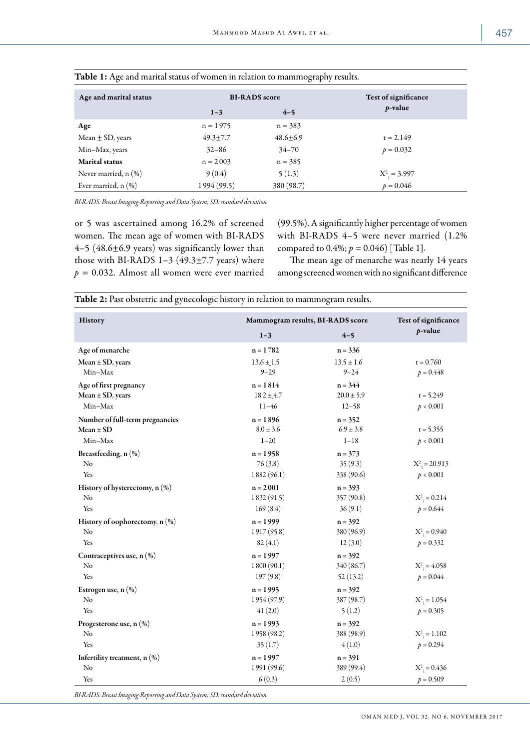**Table 1:** Age and marital status of women in relation to mammography results.

| Age and marital status | BI-RADS score | | Test of significance |
|---|---|---|---|
| | 1–3 | 4–5 | $p$-value |
| **Age** | n = 1975 | n = 383 | |
| Mean ± SD, years | 49.3±7.7 | 48.6±6.9 | t = 2.149 |
| Min–Max, years | 32–86 | 34–70 | $p = 0.032$ |
| **Marital status** | n = 2003 | n = 385 | |
| Never married, n (%) | 9 (0.4) | 5 (1.3) | $X^2_1 = 3.997$ |
| Ever married, n (%) | 1994 (99.5) | 380 (98.7) | $p = 0.046$ |

*BI-RADS: Breast Imaging-Reporting and Data System; SD: standard deviation.*

or 5 was ascertained among 16.2% of screened women. The mean age of women with BI-RADS 4–5 (48.6±6.9 years) was significantly lower than those with BI-RADS 1–3 (49.3±7.7 years) where $p = 0.032$. Almost all women were ever married (99.5%). A significantly higher percentage of women with BI-RADS 4–5 were never married (1.2% compared to 0.4%; $p = 0.046$) [Table 1].

The mean age of menarche was nearly 14 years among screened women with no significant difference

**Table 2:** Past obstetric and gynecologic history in relation to mammogram results.

| History | Mammogram results, BI-RADS score | | Test of significance |
|---|---|---|---|
| | 1–3 | 4–5 | $p$-value |
| **Age of menarche** | n = 1782 | n = 336 | |
| **Mean ± SD, years** | 13.6 ± 1.5 | 13.5 ± 1.6 | t = 0.760 |
| Min–Max | 9–29 | 9–24 | $p = 0.448$ |
| **Age of first pregnancy** | n = 1814 | n = 344 | |
| **Mean ± SD, years** | 18.2 ± 4.7 | 20.0 ± 5.9 | t = 5.249 |
| Min–Max | 11–46 | 12–58 | $p < 0.001$ |
| **Number of full-term pregnancies** | n = 1896 | n = 352 | |
| **Mean ± SD** | 8.0 ± 3.6 | 6.9 ± 3.8 | t = 5.355 |
| Min–Max | 1–20 | 1–18 | $p < 0.001$ |
| **Breastfeeding, n (%)** | n = 1958 | n = 373 | |
| No | 76 (3.8) | 35 (9.3) | $X^2_1 = 20.913$ |
| Yes | 1882 (96.1) | 338 (90.6) | $p < 0.001$ |
| **History of hysterectomy, n (%)** | n = 2001 | n = 393 | |
| No | 1832 (91.5) | 357 (90.8) | $X^2_1 = 0.214$ |
| Yes | 169 (8.4) | 36 (9.1) | $p = 0.644$ |
| **History of oophorectomy, n (%)** | n = 1999 | n = 392 | |
| No | 1917 (95.8) | 380 (96.9) | $X^2_1 = 0.940$ |
| Yes | 82 (4.1) | 12 (3.0) | $p = 0.332$ |
| **Contraceptives use, n (%)** | n = 1997 | n = 392 | |
| No | 1800 (90.1) | 340 (86.7) | $X^2_1 = 4.058$ |
| Yes | 197 (9.8) | 52 (13.2) | $p = 0.044$ |
| **Estrogen use, n (%)** | n = 1995 | n = 392 | |
| No | 1954 (97.9) | 387 (98.7) | $X^2_1 = 1.054$ |
| Yes | 41 (2.0) | 5 (1.2) | $p = 0.305$ |
| **Progesterone use, n (%)** | n = 1993 | n = 392 | |
| No | 1958 (98.2) | 388 (98.9) | $X^2_1 = 1.102$ |
| Yes | 35 (1.7) | 4 (1.0) | $p = 0.294$ |
| **Infertility treatment, n (%)** | n = 1997 | n = 391 | |
| No | 1991 (99.6) | 389 (99.4) | $X^2_1 = 0.436$ |
| Yes | 6 (0.3) | 2 (0.5) | $p = 0.509$ |

*BI-RADS: Breast Imaging-Reporting and Data System; SD: standard deviation.*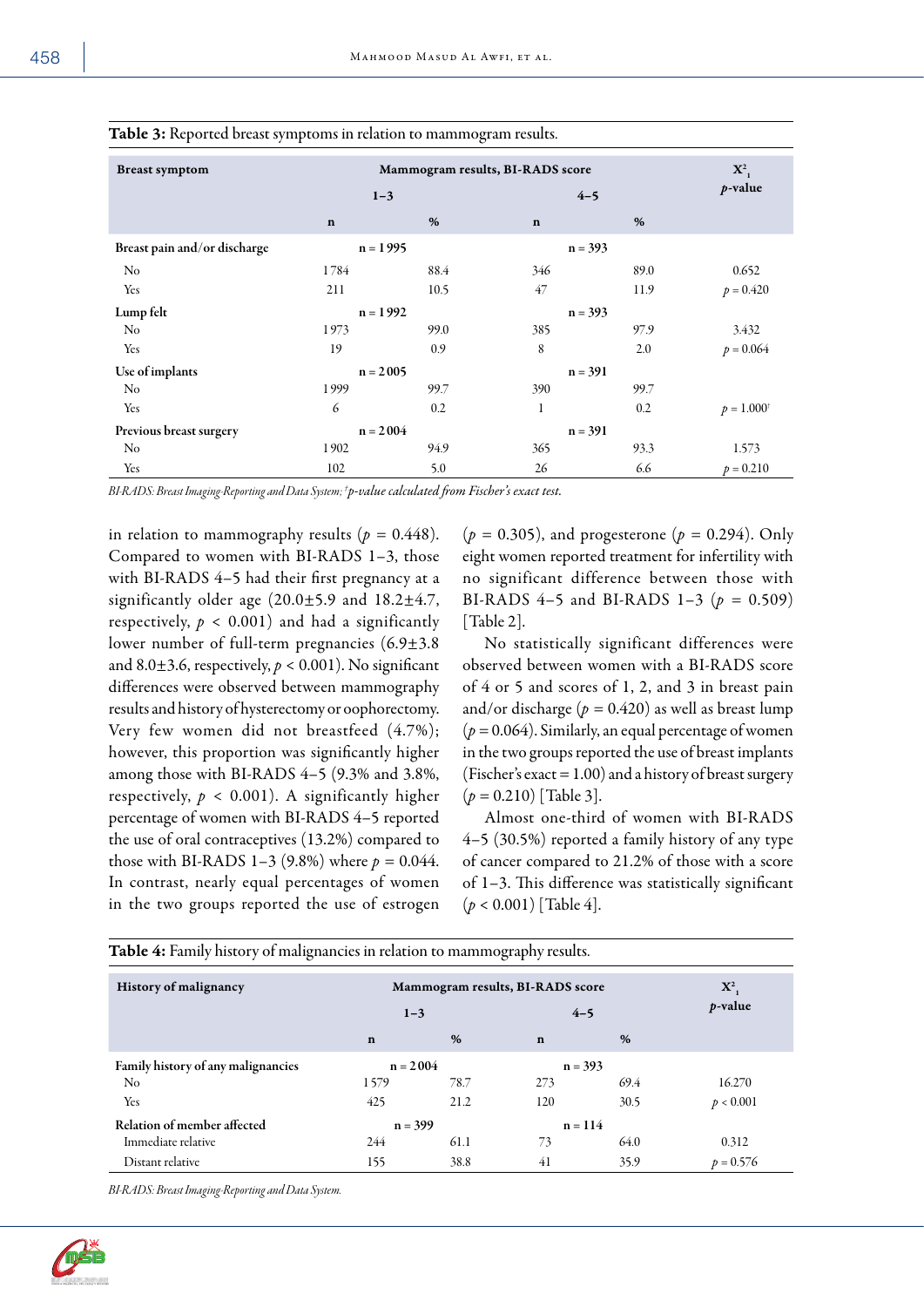**Table 3:** Reported breast symptoms in relation to mammogram results.

| Breast symptom | Mammogram results, BI-RADS score | | | | $X^2_1$ $p$-value |
|---|---|---|---|---|---|
| | 1–3 | | 4–5 | | |
| | n | % | n | % | |
| **Breast pain and/or discharge** | n = 1 995 | | n = 393 | | |
| No | 1 784 | 88.4 | 346 | 89.0 | 0.652 |
| Yes | 211 | 10.5 | 47 | 11.9 | $p = 0.420$ |
| **Lump felt** | n = 1 992 | | n = 393 | | |
| No | 1 973 | 99.0 | 385 | 97.9 | 3.432 |
| Yes | 19 | 0.9 | 8 | 2.0 | $p = 0.064$ |
| **Use of implants** | n = 2 005 | | n = 391 | | |
| No | 1 999 | 99.7 | 390 | 99.7 | |
| Yes | 6 | 0.2 | 1 | 0.2 | $p = 1.000$[†] |
| **Previous breast surgery** | n = 2 004 | | n = 391 | | |
| No | 1 902 | 94.9 | 365 | 93.3 | 1.573 |
| Yes | 102 | 5.0 | 26 | 6.6 | $p = 0.210$ |

*BI-RADS: Breast Imaging-Reporting and Data System; [†]p-value calculated from Fischer's exact test.*

in relation to mammography results ($p = 0.448$). Compared to women with BI-RADS 1–3, those with BI-RADS 4–5 had their first pregnancy at a significantly older age (20.0±5.9 and 18.2±4.7, respectively, $p < 0.001$) and had a significantly lower number of full-term pregnancies (6.9±3.8 and 8.0±3.6, respectively, $p < 0.001$). No significant differences were observed between mammography results and history of hysterectomy or oophorectomy. Very few women did not breastfeed (4.7%); however, this proportion was significantly higher among those with BI-RADS 4–5 (9.3% and 3.8%, respectively, $p < 0.001$). A significantly higher percentage of women with BI-RADS 4–5 reported the use of oral contraceptives (13.2%) compared to those with BI-RADS 1–3 (9.8%) where $p = 0.044$. In contrast, nearly equal percentages of women in the two groups reported the use of estrogen ($p = 0.305$), and progesterone ($p = 0.294$). Only eight women reported treatment for infertility with no significant difference between those with BI-RADS 4–5 and BI-RADS 1–3 ($p = 0.509$) [Table 2].

No statistically significant differences were observed between women with a BI-RADS score of 4 or 5 and scores of 1, 2, and 3 in breast pain and/or discharge ($p = 0.420$) as well as breast lump ($p = 0.064$). Similarly, an equal percentage of women in the two groups reported the use of breast implants (Fischer's exact = 1.00) and a history of breast surgery ($p = 0.210$) [Table 3].

Almost one-third of women with BI-RADS 4–5 (30.5%) reported a family history of any type of cancer compared to 21.2% of those with a score of 1–3. This difference was statistically significant ($p < 0.001$) [Table 4].

**Table 4:** Family history of malignancies in relation to mammography results.

| History of malignancy | Mammogram results, BI-RADS score | | | | $X^2_1$ $p$-value |
|---|---|---|---|---|---|
| | 1–3 | | 4–5 | | |
| | n | % | n | % | |
| **Family history of any malignancies** | n = 2 004 | | n = 393 | | |
| No | 1 579 | 78.7 | 273 | 69.4 | 16.270 |
| Yes | 425 | 21.2 | 120 | 30.5 | $p < 0.001$ |
| **Relation of member affected** | n = 399 | | n = 114 | | |
| Immediate relative | 244 | 61.1 | 73 | 64.0 | 0.312 |
| Distant relative | 155 | 38.8 | 41 | 35.9 | $p = 0.576$ |

*BI-RADS: Breast Imaging-Reporting and Data System.*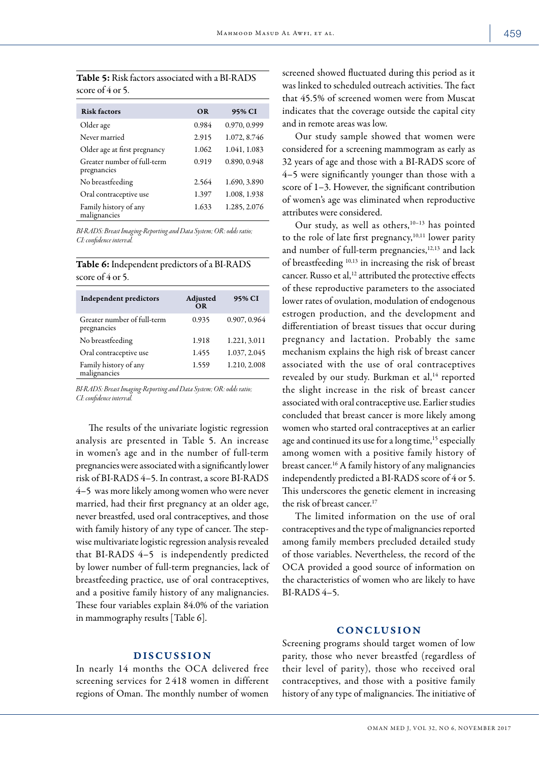**Table 5:** Risk factors associated with a BI-RADS score of 4 or 5.

| Risk factors | OR | 95% CI |
|---|---|---|
| Older age | 0.984 | 0.970, 0.999 |
| Never married | 2.915 | 1.072, 8.746 |
| Older age at first pregnancy | 1.062 | 1.041, 1.083 |
| Greater number of full-term pregnancies | 0.919 | 0.890, 0.948 |
| No breastfeeding | 2.564 | 1.690, 3.890 |
| Oral contraceptive use | 1.397 | 1.008, 1.938 |
| Family history of any malignancies | 1.633 | 1.285, 2.076 |

*BI-RADS: Breast Imaging-Reporting and Data System; OR: odds ratio; CI: confidence interval.*

**Table 6:** Independent predictors of a BI-RADS score of 4 or 5.

| Independent predictors | Adjusted OR | 95% CI |
|---|---|---|
| Greater number of full-term pregnancies | 0.935 | 0.907, 0.964 |
| No breastfeeding | 1.918 | 1.221, 3.011 |
| Oral contraceptive use | 1.455 | 1.037, 2.045 |
| Family history of any malignancies | 1.559 | 1.210, 2.008 |

*BI-RADS: Breast Imaging-Reporting and Data System; OR: odds ratio; CI: confidence interval.*

The results of the univariate logistic regression analysis are presented in Table 5. An increase in women's age and in the number of full-term pregnancies were associated with a significantly lower risk of BI-RADS 4–5. In contrast, a score BI-RADS 4–5 was more likely among women who were never married, had their first pregnancy at an older age, never breastfed, used oral contraceptives, and those with family history of any type of cancer. The stepwise multivariate logistic regression analysis revealed that BI-RADS 4–5 is independently predicted by lower number of full-term pregnancies, lack of breastfeeding practice, use of oral contraceptives, and a positive family history of any malignancies. These four variables explain 84.0% of the variation in mammography results [Table 6].

## DISCUSSION

In nearly 14 months the OCA delivered free screening services for 2418 women in different regions of Oman. The monthly number of women screened showed fluctuated during this period as it was linked to scheduled outreach activities. The fact that 45.5% of screened women were from Muscat indicates that the coverage outside the capital city and in remote areas was low.

Our study sample showed that women were considered for a screening mammogram as early as 32 years of age and those with a BI-RADS score of 4–5 were significantly younger than those with a score of 1–3. However, the significant contribution of women's age was eliminated when reproductive attributes were considered.

Our study, as well as others,[10–13] has pointed to the role of late first pregnancy,[10,11] lower parity and number of full-term pregnancies,[12,13] and lack of breastfeeding [10,13] in increasing the risk of breast cancer. Russo et al,[12] attributed the protective effects of these reproductive parameters to the associated lower rates of ovulation, modulation of endogenous estrogen production, and the development and differentiation of breast tissues that occur during pregnancy and lactation. Probably the same mechanism explains the high risk of breast cancer associated with the use of oral contraceptives revealed by our study. Burkman et al,[14] reported the slight increase in the risk of breast cancer associated with oral contraceptive use. Earlier studies concluded that breast cancer is more likely among women who started oral contraceptives at an earlier age and continued its use for a long time,[15] especially among women with a positive family history of breast cancer.[16] A family history of any malignancies independently predicted a BI-RADS score of 4 or 5. This underscores the genetic element in increasing the risk of breast cancer.[17]

The limited information on the use of oral contraceptives and the type of malignancies reported among family members precluded detailed study of those variables. Nevertheless, the record of the OCA provided a good source of information on the characteristics of women who are likely to have BI-RADS 4–5.

## CONCLUSION

Screening programs should target women of low parity, those who never breastfed (regardless of their level of parity), those who received oral contraceptives, and those with a positive family history of any type of malignancies. The initiative of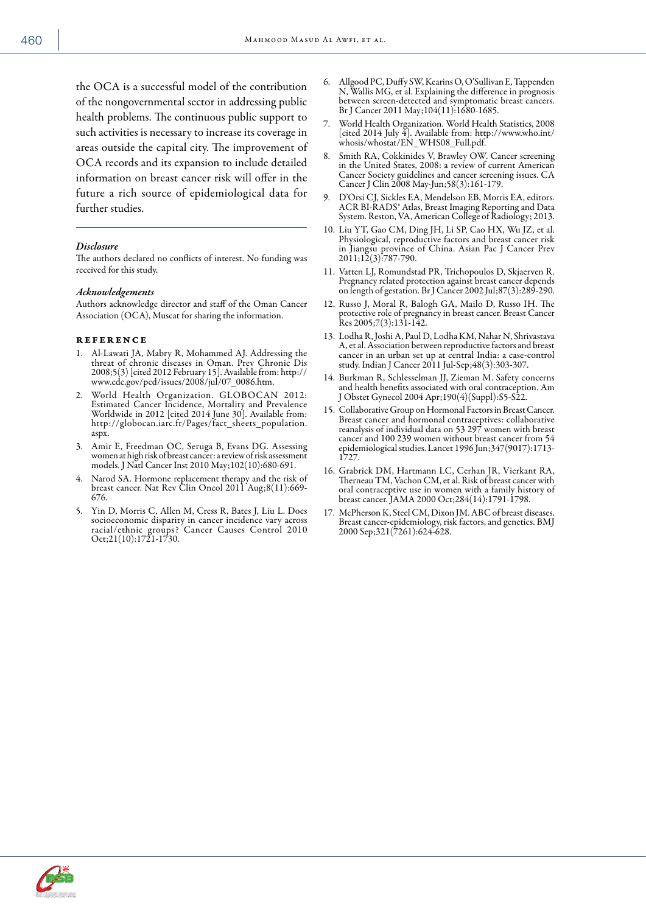the OCA is a successful model of the contribution of the nongovernmental sector in addressing public health problems. The continuous public support to such activities is necessary to increase its coverage in areas outside the capital city. The improvement of OCA records and its expansion to include detailed information on breast cancer risk will offer in the future a rich source of epidemiological data for further studies.

### *Disclosure*

The authors declared no conflicts of interest. No funding was received for this study.

### *Acknowledgements*

Authors acknowledge director and staff of the Oman Cancer Association (OCA), Muscat for sharing the information.

## REFERENCE

1. Al-Lawati JA, Mabry R, Mohammed AJ. Addressing the threat of chronic diseases in Oman. Prev Chronic Dis 2008;5(3) [cited 2012 February 15]. Available from: http://www.cdc.gov/pcd/issues/2008/jul/07_0086.htm.
2. World Health Organization. GLOBOCAN 2012: Estimated Cancer Incidence, Mortality and Prevalence Worldwide in 2012 [cited 2014 June 30]. Available from: http://globocan.iarc.fr/Pages/fact_sheets_population.aspx.
3. Amir E, Freedman OC, Seruga B, Evans DG. Assessing women at high risk of breast cancer: a review of risk assessment models. J Natl Cancer Inst 2010 May;102(10):680-691.
4. Narod SA. Hormone replacement therapy and the risk of breast cancer. Nat Rev Clin Oncol 2011 Aug;8(11):669-676.
5. Yin D, Morris C, Allen M, Cress R, Bates J, Liu L. Does socioeconomic disparity in cancer incidence vary across racial/ethnic groups? Cancer Causes Control 2010 Oct;21(10):1721-1730.
6. Allgood PC, Duffy SW, Kearins O, O'Sullivan E, Tappenden N, Wallis MG, et al. Explaining the difference in prognosis between screen-detected and symptomatic breast cancers. Br J Cancer 2011 May;104(11):1680-1685.
7. World Health Organization. World Health Statistics, 2008 [cited 2014 July 4]. Available from: http://www.who.int/whosis/whostat/EN_WHS08_Full.pdf.
8. Smith RA, Cokkinides V, Brawley OW. Cancer screening in the United States, 2008: a review of current American Cancer Society guidelines and cancer screening issues. CA Cancer J Clin 2008 May-Jun;58(3):161-179.
9. D'Orsi CJ, Sickles EA, Mendelson EB, Morris EA, editors. ACR BI-RADS® Atlas, Breast Imaging Reporting and Data System. Reston, VA, American College of Radiology; 2013.
10. Liu YT, Gao CM, Ding JH, Li SP, Cao HX, Wu JZ, et al. Physiological, reproductive factors and breast cancer risk in Jiangsu province of China. Asian Pac J Cancer Prev 2011;12(3):787-790.
11. Vatten LJ, Romundstad PR, Trichopoulos D, Skjaerven R. Pregnancy related protection against breast cancer depends on length of gestation. Br J Cancer 2002 Jul;87(3):289-290.
12. Russo J, Moral R, Balogh GA, Mailo D, Russo IH. The protective role of pregnancy in breast cancer. Breast Cancer Res 2005;7(3):131-142.
13. Lodha R, Joshi A, Paul D, Lodha KM, Nahar N, Shrivastava A, et al. Association between reproductive factors and breast cancer in an urban set up at central India: a case-control study. Indian J Cancer 2011 Jul-Sep;48(3):303-307.
14. Burkman R, Schlesselman JJ, Zieman M. Safety concerns and health benefits associated with oral contraception. Am J Obstet Gynecol 2004 Apr;190(4)(Suppl):S5-S22.
15. Collaborative Group on Hormonal Factors in Breast Cancer. Breast cancer and hormonal contraceptives: collaborative reanalysis of individual data on 53 297 women with breast cancer and 100 239 women without breast cancer from 54 epidemiological studies. Lancet 1996 Jun;347(9017):1713-1727.
16. Grabrick DM, Hartmann LC, Cerhan JR, Vierkant RA, Therneau TM, Vachon CM, et al. Risk of breast cancer with oral contraceptive use in women with a family history of breast cancer. JAMA 2000 Oct;284(14):1791-1798.
17. McPherson K, Steel CM, Dixon JM. ABC of breast diseases. Breast cancer-epidemiology, risk factors, and genetics. BMJ 2000 Sep;321(7261):624-628.